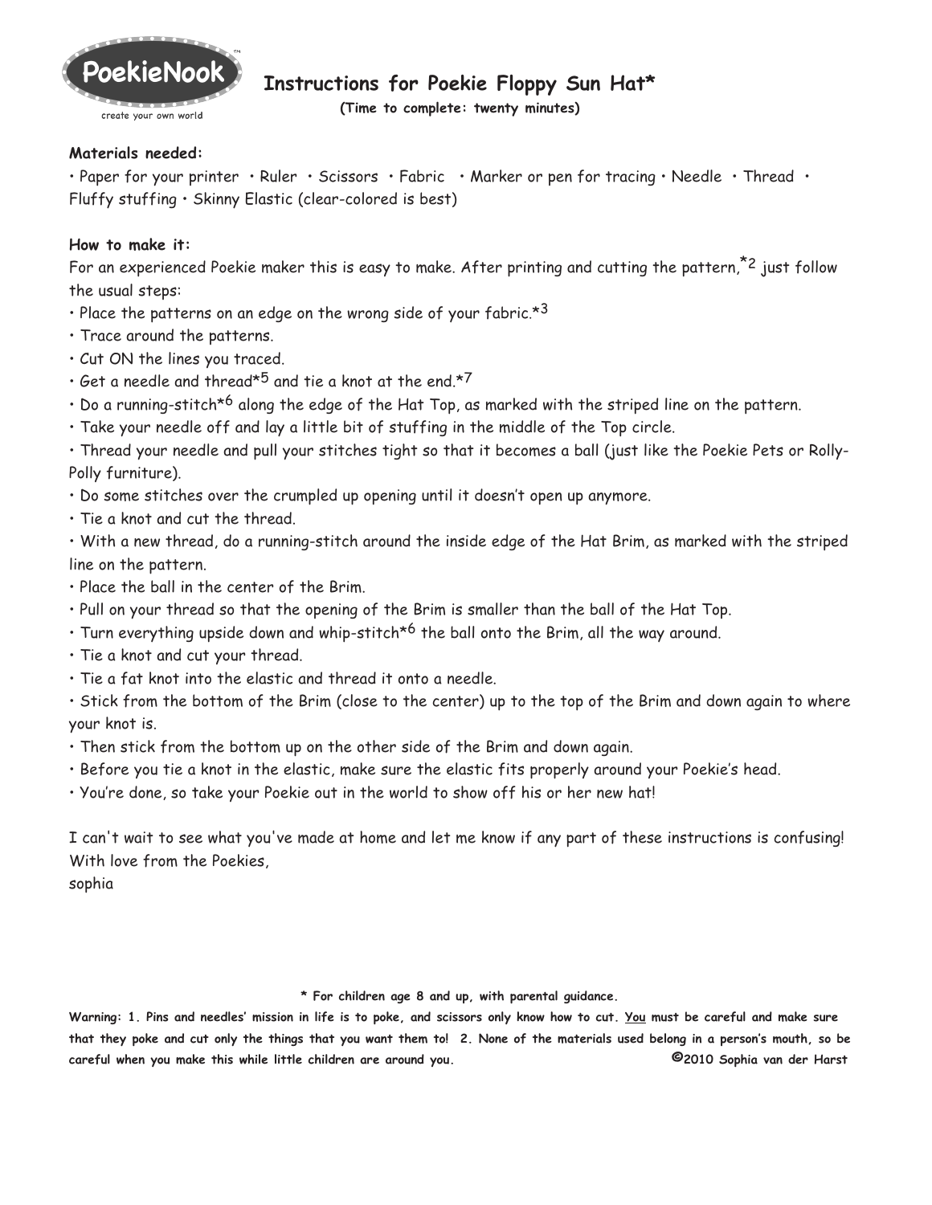PoekieNook™
create your own world

# Instructions for Poekie Floppy Sun Hat*

**(Time to complete: twenty minutes)**

**Materials needed:**

• Paper for your printer • Ruler • Scissors • Fabric • Marker or pen for tracing • Needle • Thread • Fluffy stuffing • Skinny Elastic (clear-colored is best)

**How to make it:**

For an experienced Poekie maker this is easy to make. After printing and cutting the pattern,*[2] just follow the usual steps:

- Place the patterns on an edge on the wrong side of your fabric.*[3]
- Trace around the patterns.
- Cut ON the lines you traced.
- Get a needle and thread*[5] and tie a knot at the end.*[7]
- Do a running-stitch*[6] along the edge of the Hat Top, as marked with the striped line on the pattern.
- Take your needle off and lay a little bit of stuffing in the middle of the Top circle.
- Thread your needle and pull your stitches tight so that it becomes a ball (just like the Poekie Pets or Rolly-Polly furniture).
- Do some stitches over the crumpled up opening until it doesn't open up anymore.
- Tie a knot and cut the thread.
- With a new thread, do a running-stitch around the inside edge of the Hat Brim, as marked with the striped line on the pattern.
- Place the ball in the center of the Brim.
- Pull on your thread so that the opening of the Brim is smaller than the ball of the Hat Top.
- Turn everything upside down and whip-stitch*[6] the ball onto the Brim, all the way around.
- Tie a knot and cut your thread.
- Tie a fat knot into the elastic and thread it onto a needle.
- Stick from the bottom of the Brim (close to the center) up to the top of the Brim and down again to where your knot is.
- Then stick from the bottom up on the other side of the Brim and down again.
- Before you tie a knot in the elastic, make sure the elastic fits properly around your Poekie's head.
- You're done, so take your Poekie out in the world to show off his or her new hat!

I can't wait to see what you've made at home and let me know if any part of these instructions is confusing!
With love from the Poekies,
sophia

**\* For children age 8 and up, with parental guidance.**

**Warning: 1. Pins and needles' mission in life is to poke, and scissors only know how to cut. <u>You</u> must be careful and make sure that they poke and cut only the things that you want them to! 2. None of the materials used belong in a person's mouth, so be careful when you make this while little children are around you.** **©2010 Sophia van der Harst**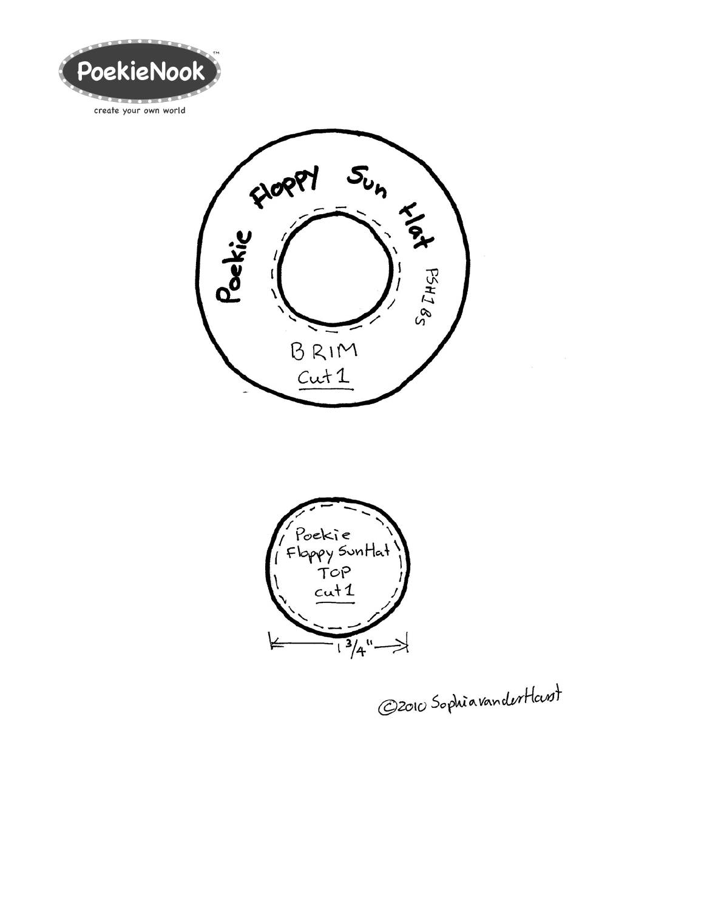PoekieNook™

create your own world

Poekie Floppy Sun Hat

PSH1BS

BRIM

Cut 1

Poekie

Floppy SunHat

TOP

cut 1

1 3/4"

©2010 SophiavanderHarst